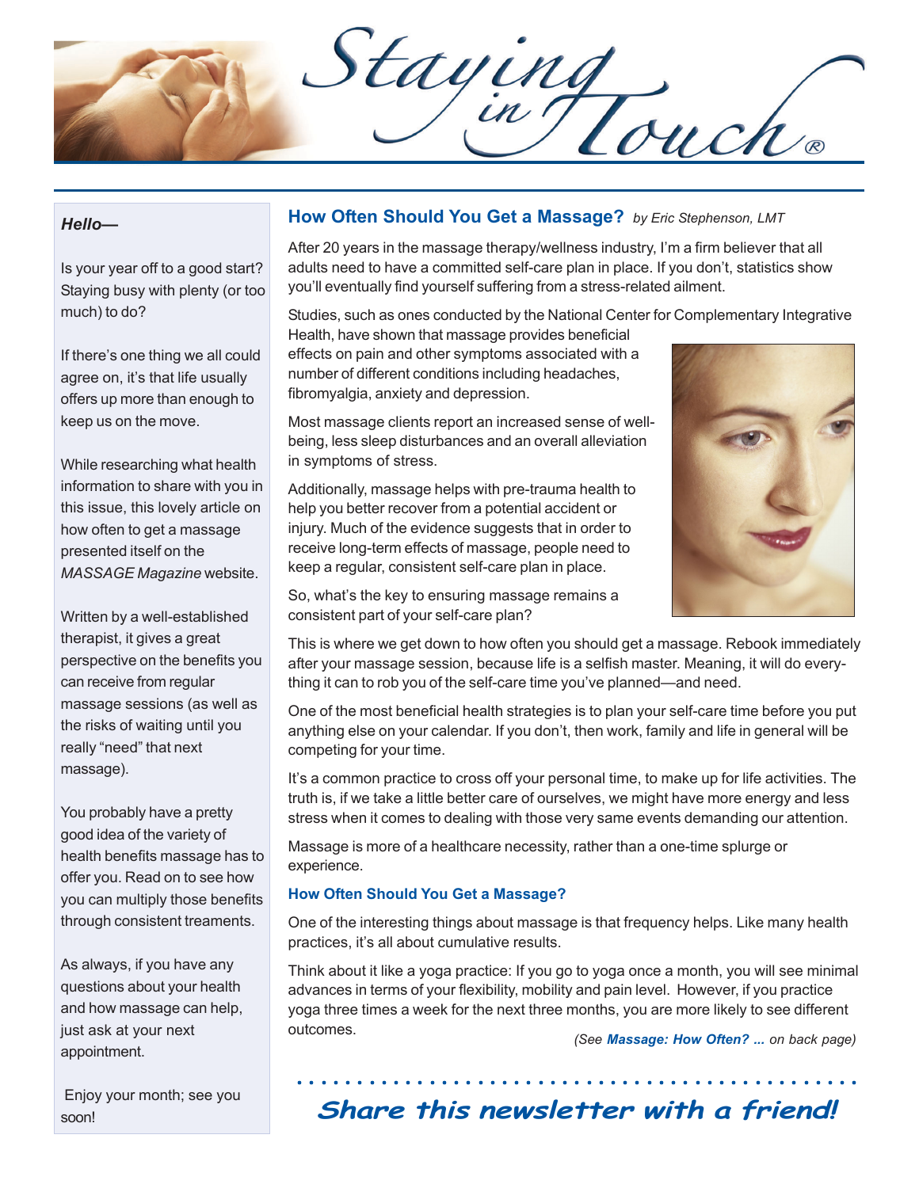# Staying in Touch®

*Hello—*

Is your year off to a good start? Staying busy with plenty (or too much) to do?

If there's one thing we all could agree on, it's that life usually offers up more than enough to keep us on the move.

While researching what health information to share with you in this issue, this lovely article on how often to get a massage presented itself on the *MASSAGE Magazine* website.

Written by a well-established therapist, it gives a great perspective on the benefits you can receive from regular massage sessions (as well as the risks of waiting until you really "need" that next massage).

You probably have a pretty good idea of the variety of health benefits massage has to offer you. Read on to see how you can multiply those benefits through consistent treaments.

As always, if you have any questions about your health and how massage can help, just ask at your next appointment.

Enjoy your month; see you soon!

## How Often Should You Get a Massage? *by Eric Stephenson, LMT*

After 20 years in the massage therapy/wellness industry, I'm a firm believer that all adults need to have a committed self-care plan in place. If you don't, statistics show you'll eventually find yourself suffering from a stress-related ailment.

Studies, such as ones conducted by the National Center for Complementary Integrative Health, have shown that massage provides beneficial effects on pain and other symptoms associated with a number of different conditions including headaches, fibromyalgia, anxiety and depression.

Most massage clients report an increased sense of well-being, less sleep disturbances and an overall alleviation in symptoms of stress.

Additionally, massage helps with pre-trauma health to help you better recover from a potential accident or injury. Much of the evidence suggests that in order to receive long-term effects of massage, people need to keep a regular, consistent self-care plan in place.

So, what's the key to ensuring massage remains a consistent part of your self-care plan?

This is where we get down to how often you should get a massage. Rebook immediately after your massage session, because life is a selfish master. Meaning, it will do everything it can to rob you of the self-care time you've planned—and need.

One of the most beneficial health strategies is to plan your self-care time before you put anything else on your calendar. If you don't, then work, family and life in general will be competing for your time.

It's a common practice to cross off your personal time, to make up for life activities. The truth is, if we take a little better care of ourselves, we might have more energy and less stress when it comes to dealing with those very same events demanding our attention.

Massage is more of a healthcare necessity, rather than a one-time splurge or experience.

### How Often Should You Get a Massage?

One of the interesting things about massage is that frequency helps. Like many health practices, it's all about cumulative results.

Think about it like a yoga practice: If you go to yoga once a month, you will see minimal advances in terms of your flexibility, mobility and pain level. However, if you practice yoga three times a week for the next three months, you are more likely to see different outcomes.

*(See **Massage: How Often? ...** on back page)*

***Share this newsletter with a friend!***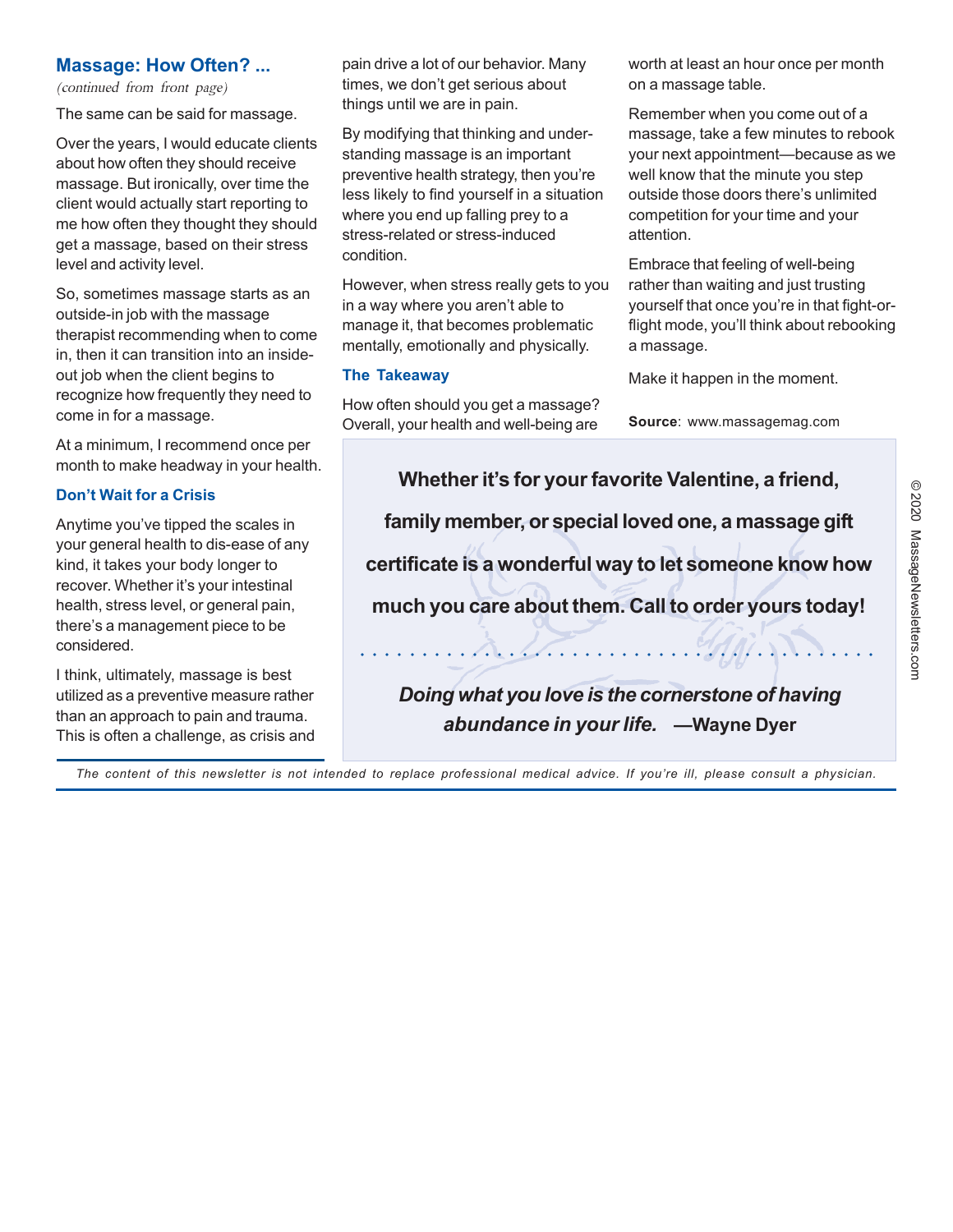## Massage: How Often? ...

*(continued from front page)*

The same can be said for massage.

Over the years, I would educate clients about how often they should receive massage. But ironically, over time the client would actually start reporting to me how often they thought they should get a massage, based on their stress level and activity level.

So, sometimes massage starts as an outside-in job with the massage therapist recommending when to come in, then it can transition into an inside-out job when the client begins to recognize how frequently they need to come in for a massage.

At a minimum, I recommend once per month to make headway in your health.

### Don't Wait for a Crisis

Anytime you've tipped the scales in your general health to dis-ease of any kind, it takes your body longer to recover. Whether it's your intestinal health, stress level, or general pain, there's a management piece to be considered.

I think, ultimately, massage is best utilized as a preventive measure rather than an approach to pain and trauma. This is often a challenge, as crisis and pain drive a lot of our behavior. Many times, we don't get serious about things until we are in pain.

By modifying that thinking and understanding massage is an important preventive health strategy, then you're less likely to find yourself in a situation where you end up falling prey to a stress-related or stress-induced condition.

However, when stress really gets to you in a way where you aren't able to manage it, that becomes problematic mentally, emotionally and physically.

### The Takeaway

How often should you get a massage? Overall, your health and well-being are worth at least an hour once per month on a massage table.

Remember when you come out of a massage, take a few minutes to rebook your next appointment—because as we well know that the minute you step outside those doors there's unlimited competition for your time and your attention.

Embrace that feeling of well-being rather than waiting and just trusting yourself that once you're in that fight-or-flight mode, you'll think about rebooking a massage.

Make it happen in the moment.

**Source**: www.massagemag.com

**Whether it's for your favorite Valentine, a friend, family member, or special loved one, a massage gift certificate is a wonderful way to let someone know how much you care about them. Call to order yours today!**

***Doing what you love is the cornerstone of having abundance in your life.*** **—Wayne Dyer**

*The content of this newsletter is not intended to replace professional medical advice. If you're ill, please consult a physician.*

© 2020 MassageNewsletters.com